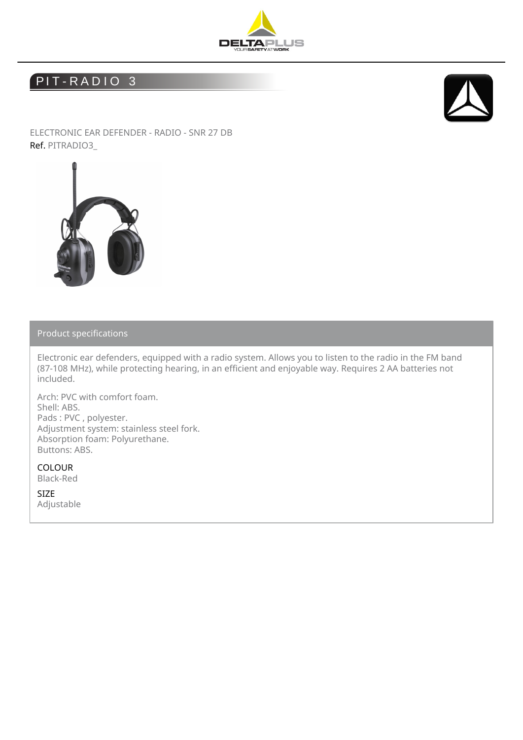# PIT-RADIO 3

ELECTRONIC EAR DEFENDER - RADIO - SNR 27 DB

Ref. PITRADIO3_

## Product specifications

Electronic ear defenders, equipped with a radio system. Allows you to listen to the radio in the FM band (87-108 MHz), while protecting hearing, in an efficient and enjoyable way. Requires 2 AA batteries not included.

Arch: PVC with comfort foam.
Shell: ABS.
Pads : PVC , polyester.
Adjustment system: stainless steel fork.
Absorption foam: Polyurethane.
Buttons: ABS.

COLOUR

Black-Red

SIZE

Adjustable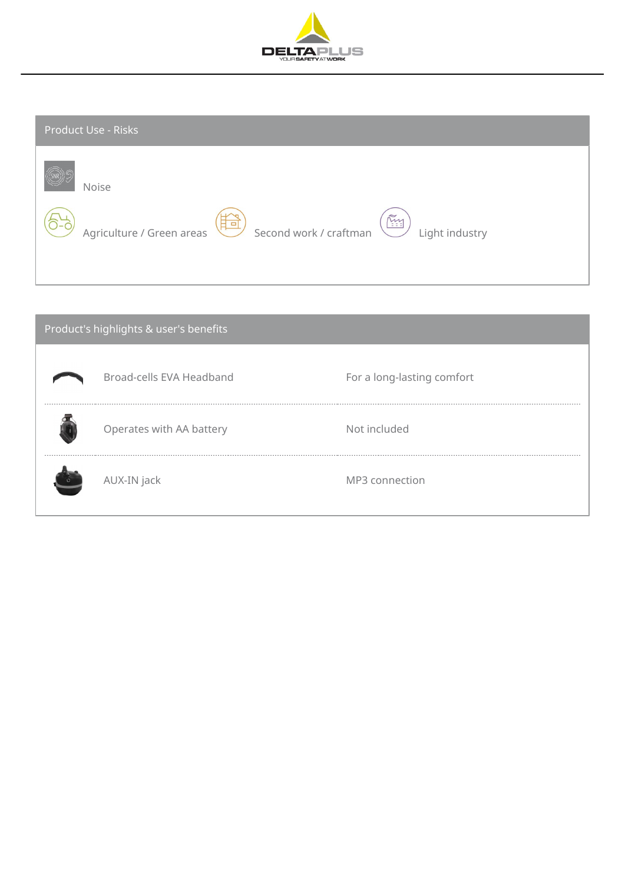## Product Use - Risks

Noise

Agriculture / Green areas

Second work / craftman

Light industry

## Product's highlights & user's benefits

| | |
|---|---|
| Broad-cells EVA Headband | For a long-lasting comfort |
| Operates with AA battery | Not included |
| AUX-IN jack | MP3 connection |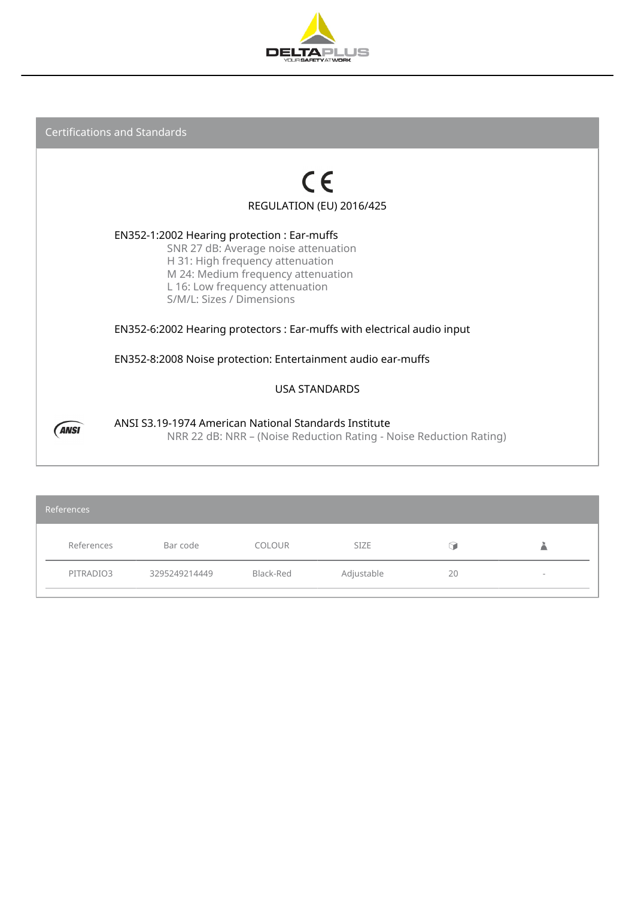## Certifications and Standards

CE

REGULATION (EU) 2016/425

EN352-1:2002 Hearing protection : Ear-muffs
- SNR 27 dB: Average noise attenuation
- H 31: High frequency attenuation
- M 24: Medium frequency attenuation
- L 16: Low frequency attenuation
- S/M/L: Sizes / Dimensions

EN352-6:2002 Hearing protectors : Ear-muffs with electrical audio input

EN352-8:2008 Noise protection: Entertainment audio ear-muffs

USA STANDARDS

ANSI

ANSI S3.19-1974 American National Standards Institute
- NRR 22 dB: NRR – (Noise Reduction Rating - Noise Reduction Rating)

## References

| References | Bar code | COLOUR | SIZE | | |
|---|---|---|---|---|---|
| PITRADIO3 | 3295249214449 | Black-Red | Adjustable | 20 | - |